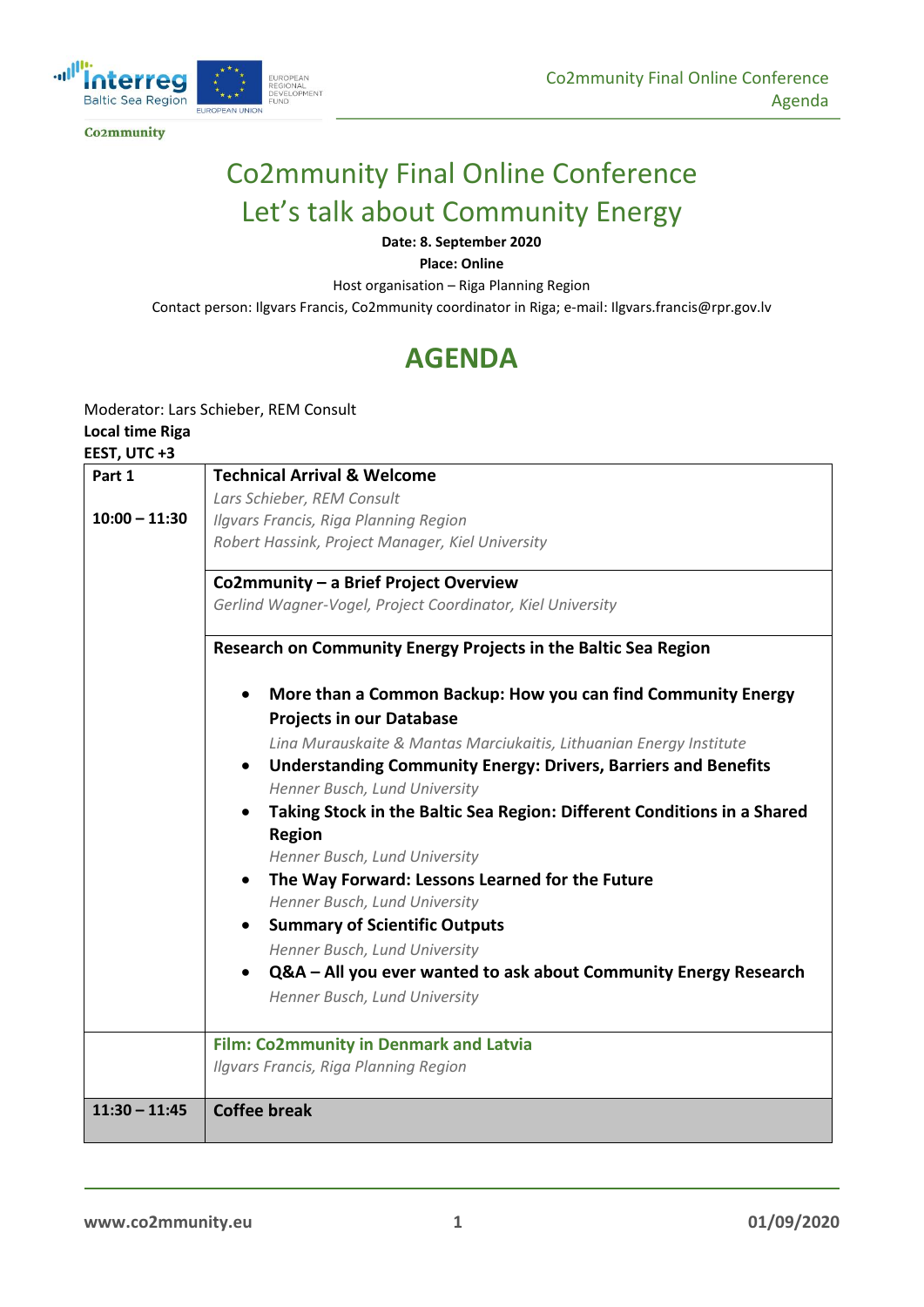Co2mmunity

# Co2mmunity Final Online Conference

## Let's talk about Community Energy

**Date: 8. September 2020**

**Place: Online**

Host organisation – Riga Planning Region

Contact person: Ilgvars Francis, Co2mmunity coordinator in Riga; e-mail: Ilgvars.francis@rpr.gov.lv

# AGENDA

Moderator: Lars Schieber, REM Consult

**Local time Riga**

**EEST, UTC +3**

| | |
|---|---|
| **Part 1**<br><br>**10:00 – 11:30** | **Technical Arrival & Welcome**<br>*Lars Schieber, REM Consult*<br>*Ilgvars Francis, Riga Planning Region*<br>*Robert Hassink, Project Manager, Kiel University* |
| | **Co2mmunity – a Brief Project Overview**<br>*Gerlind Wagner-Vogel, Project Coordinator, Kiel University* |
| | **Research on Community Energy Projects in the Baltic Sea Region**<br>• **More than a Common Backup: How you can find Community Energy Projects in our Database**<br>*Lina Murauskaite & Mantas Marciukaitis, Lithuanian Energy Institute*<br>• **Understanding Community Energy: Drivers, Barriers and Benefits**<br>*Henner Busch, Lund University*<br>• **Taking Stock in the Baltic Sea Region: Different Conditions in a Shared Region**<br>*Henner Busch, Lund University*<br>• **The Way Forward: Lessons Learned for the Future**<br>*Henner Busch, Lund University*<br>• **Summary of Scientific Outputs**<br>*Henner Busch, Lund University*<br>• **Q&A – All you ever wanted to ask about Community Energy Research**<br>*Henner Busch, Lund University* |
| | **Film: Co2mmunity in Denmark and Latvia**<br>*Ilgvars Francis, Riga Planning Region* |
| **11:30 – 11:45** | **Coffee break** |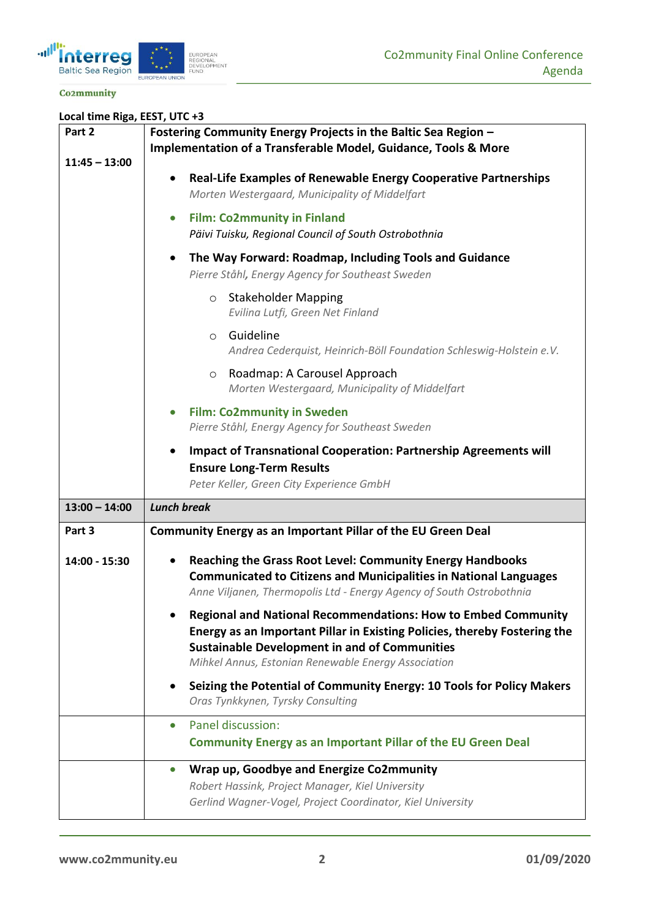**Local time Riga, EEST, UTC +3**

| | |
|---|---|
| **Part 2**<br><br>**11:45 – 13:00** | **Fostering Community Energy Projects in the Baltic Sea Region – Implementation of a Transferable Model, Guidance, Tools & More**<br><br>• **Real-Life Examples of Renewable Energy Cooperative Partnerships**<br>*Morten Westergaard, Municipality of Middelfart*<br><br>• **Film: Co2mmunity in Finland**<br>*Päivi Tuisku, Regional Council of South Ostrobothnia*<br><br>• **The Way Forward: Roadmap, Including Tools and Guidance**<br>*Pierre Ståhl, Energy Agency for Southeast Sweden*<br><br>○ Stakeholder Mapping<br>*Evilina Lutfi, Green Net Finland*<br><br>○ Guideline<br>*Andrea Cederquist, Heinrich-Böll Foundation Schleswig-Holstein e.V.*<br><br>○ Roadmap: A Carousel Approach<br>*Morten Westergaard, Municipality of Middelfart*<br><br>• **Film: Co2mmunity in Sweden**<br>*Pierre Ståhl, Energy Agency for Southeast Sweden*<br><br>• **Impact of Transnational Cooperation: Partnership Agreements will Ensure Long-Term Results**<br>*Peter Keller, Green City Experience GmbH* |
| **13:00 – 14:00** | ***Lunch break*** |
| **Part 3**<br><br>**14:00 - 15:30** | **Community Energy as an Important Pillar of the EU Green Deal**<br><br>• **Reaching the Grass Root Level: Community Energy Handbooks Communicated to Citizens and Municipalities in National Languages**<br>*Anne Viljanen, Thermopolis Ltd - Energy Agency of South Ostrobothnia*<br><br>• **Regional and National Recommendations: How to Embed Community Energy as an Important Pillar in Existing Policies, thereby Fostering the Sustainable Development in and of Communities**<br>*Mihkel Annus, Estonian Renewable Energy Association*<br><br>• **Seizing the Potential of Community Energy: 10 Tools for Policy Makers**<br>*Oras Tynkkynen, Tyrsky Consulting* |
| | • Panel discussion:<br>**Community Energy as an Important Pillar of the EU Green Deal** |
| | • **Wrap up, Goodbye and Energize Co2mmunity**<br>*Robert Hassink, Project Manager, Kiel University*<br>*Gerlind Wagner-Vogel, Project Coordinator, Kiel University* |